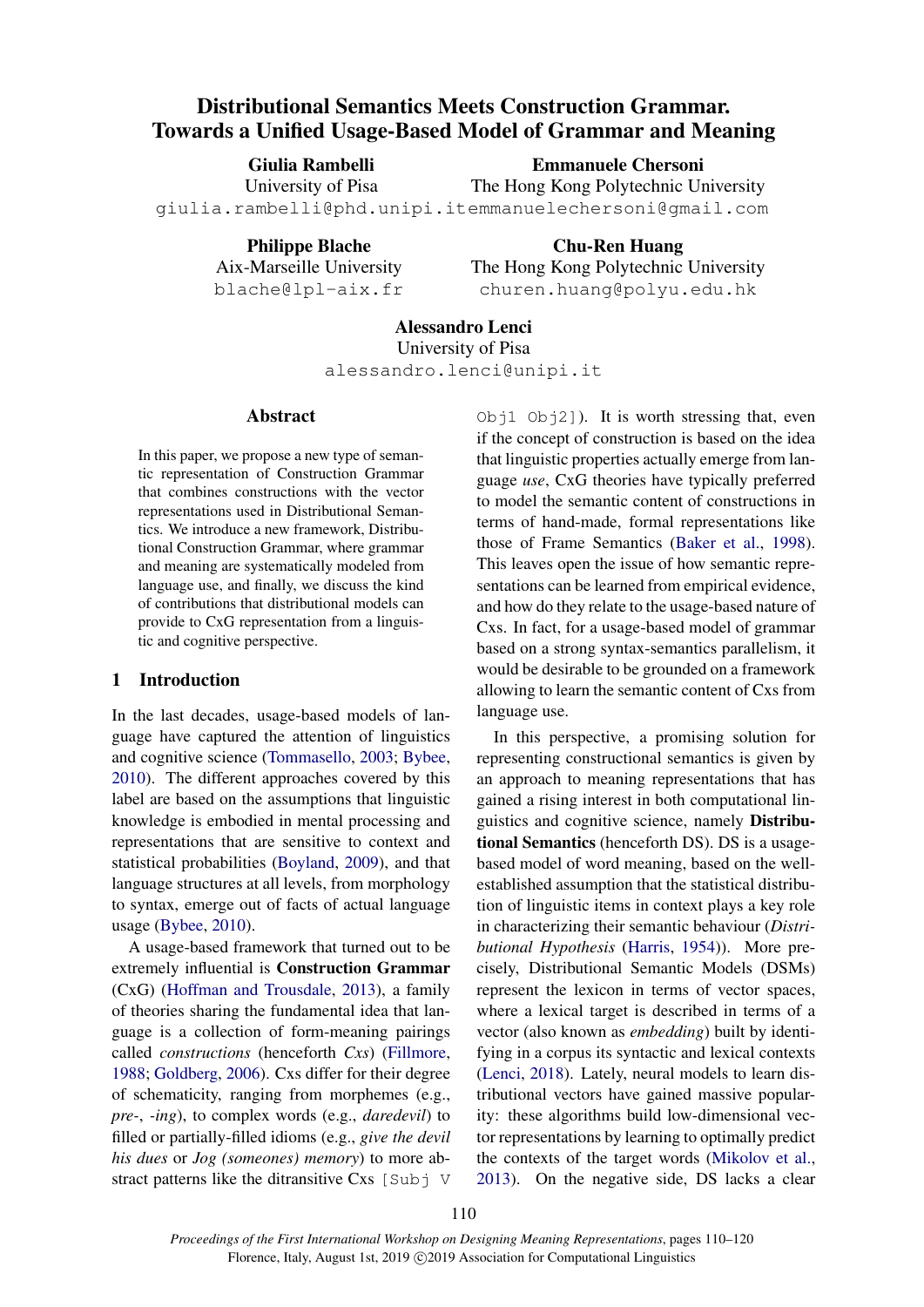# Distributional Semantics Meets Construction Grammar. Towards a Unified Usage-Based Model of Grammar and Meaning

**Giulia Rambelli**
University of Pisa
giulia.rambelli@phd.unipi.it

**Emmanuele Chersoni**
The Hong Kong Polytechnic University
emmanuelechersoni@gmail.com

**Philippe Blache**
Aix-Marseille University
blache@lpl-aix.fr

**Chu-Ren Huang**
The Hong Kong Polytechnic University
churen.huang@polyu.edu.hk

**Alessandro Lenci**
University of Pisa
alessandro.lenci@unipi.it

## Abstract

In this paper, we propose a new type of semantic representation of Construction Grammar that combines constructions with the vector representations used in Distributional Semantics. We introduce a new framework, Distributional Construction Grammar, where grammar and meaning are systematically modeled from language use, and finally, we discuss the kind of contributions that distributional models can provide to CxG representation from a linguistic and cognitive perspective.

## 1 Introduction

In the last decades, usage-based models of language have captured the attention of linguistics and cognitive science (Tommasello, 2003; Bybee, 2010). The different approaches covered by this label are based on the assumptions that linguistic knowledge is embodied in mental processing and representations that are sensitive to context and statistical probabilities (Boyland, 2009), and that language structures at all levels, from morphology to syntax, emerge out of facts of actual language usage (Bybee, 2010).

A usage-based framework that turned out to be extremely influential is **Construction Grammar** (CxG) (Hoffman and Trousdale, 2013), a family of theories sharing the fundamental idea that language is a collection of form-meaning pairings called *constructions* (henceforth *Cxs*) (Fillmore, 1988; Goldberg, 2006). Cxs differ for their degree of schematicity, ranging from morphemes (e.g., *pre-*, *-ing*), to complex words (e.g., *daredevil*) to filled or partially-filled idioms (e.g., *give the devil his dues* or *Jog (someones) memory*) to more abstract patterns like the ditransitive Cxs `[Subj V Obj1 Obj2]`). It is worth stressing that, even if the concept of construction is based on the idea that linguistic properties actually emerge from language *use*, CxG theories have typically preferred to model the semantic content of constructions in terms of hand-made, formal representations like those of Frame Semantics (Baker et al., 1998). This leaves open the issue of how semantic representations can be learned from empirical evidence, and how do they relate to the usage-based nature of Cxs. In fact, for a usage-based model of grammar based on a strong syntax-semantics parallelism, it would be desirable to be grounded on a framework allowing to learn the semantic content of Cxs from language use.

In this perspective, a promising solution for representing constructional semantics is given by an approach to meaning representations that has gained a rising interest in both computational linguistics and cognitive science, namely **Distributional Semantics** (henceforth DS). DS is a usage-based model of word meaning, based on the well-established assumption that the statistical distribution of linguistic items in context plays a key role in characterizing their semantic behaviour (*Distributional Hypothesis* (Harris, 1954)). More precisely, Distributional Semantic Models (DSMs) represent the lexicon in terms of vector spaces, where a lexical target is described in terms of a vector (also known as *embedding*) built by identifying in a corpus its syntactic and lexical contexts (Lenci, 2018). Lately, neural models to learn distributional vectors have gained massive popularity: these algorithms build low-dimensional vector representations by learning to optimally predict the contexts of the target words (Mikolov et al., 2013). On the negative side, DS lacks a clear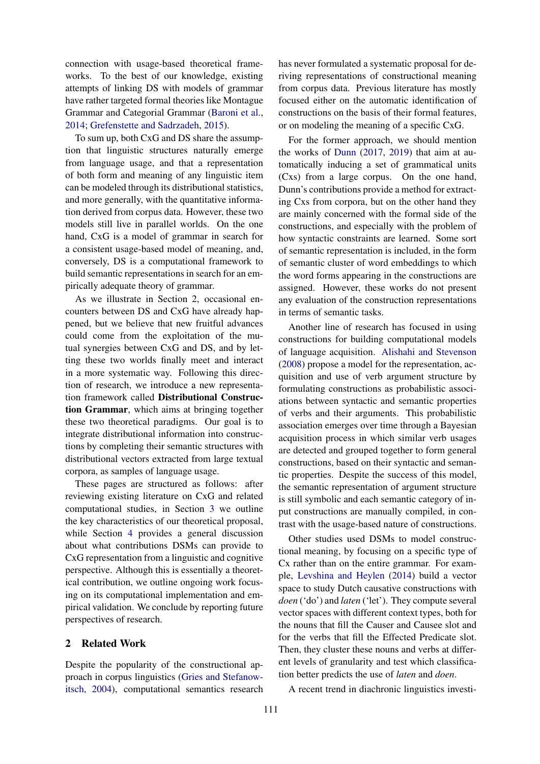connection with usage-based theoretical frameworks. To the best of our knowledge, existing attempts of linking DS with models of grammar have rather targeted formal theories like Montague Grammar and Categorial Grammar (Baroni et al., 2014; Grefenstette and Sadrzadeh, 2015).

To sum up, both CxG and DS share the assumption that linguistic structures naturally emerge from language usage, and that a representation of both form and meaning of any linguistic item can be modeled through its distributional statistics, and more generally, with the quantitative information derived from corpus data. However, these two models still live in parallel worlds. On the one hand, CxG is a model of grammar in search for a consistent usage-based model of meaning, and, conversely, DS is a computational framework to build semantic representations in search for an empirically adequate theory of grammar.

As we illustrate in Section 2, occasional encounters between DS and CxG have already happened, but we believe that new fruitful advances could come from the exploitation of the mutual synergies between CxG and DS, and by letting these two worlds finally meet and interact in a more systematic way. Following this direction of research, we introduce a new representation framework called **Distributional Construction Grammar**, which aims at bringing together these two theoretical paradigms. Our goal is to integrate distributional information into constructions by completing their semantic structures with distributional vectors extracted from large textual corpora, as samples of language usage.

These pages are structured as follows: after reviewing existing literature on CxG and related computational studies, in Section 3 we outline the key characteristics of our theoretical proposal, while Section 4 provides a general discussion about what contributions DSMs can provide to CxG representation from a linguistic and cognitive perspective. Although this is essentially a theoretical contribution, we outline ongoing work focusing on its computational implementation and empirical validation. We conclude by reporting future perspectives of research.

## 2 Related Work

Despite the popularity of the constructional approach in corpus linguistics (Gries and Stefanowitsch, 2004), computational semantics research has never formulated a systematic proposal for deriving representations of constructional meaning from corpus data. Previous literature has mostly focused either on the automatic identification of constructions on the basis of their formal features, or on modeling the meaning of a specific CxG.

For the former approach, we should mention the works of Dunn (2017, 2019) that aim at automatically inducing a set of grammatical units (Cxs) from a large corpus. On the one hand, Dunn's contributions provide a method for extracting Cxs from corpora, but on the other hand they are mainly concerned with the formal side of the constructions, and especially with the problem of how syntactic constraints are learned. Some sort of semantic representation is included, in the form of semantic cluster of word embeddings to which the word forms appearing in the constructions are assigned. However, these works do not present any evaluation of the construction representations in terms of semantic tasks.

Another line of research has focused in using constructions for building computational models of language acquisition. Alishahi and Stevenson (2008) propose a model for the representation, acquisition and use of verb argument structure by formulating constructions as probabilistic associations between syntactic and semantic properties of verbs and their arguments. This probabilistic association emerges over time through a Bayesian acquisition process in which similar verb usages are detected and grouped together to form general constructions, based on their syntactic and semantic properties. Despite the success of this model, the semantic representation of argument structure is still symbolic and each semantic category of input constructions are manually compiled, in contrast with the usage-based nature of constructions.

Other studies used DSMs to model constructional meaning, by focusing on a specific type of Cx rather than on the entire grammar. For example, Levshina and Heylen (2014) build a vector space to study Dutch causative constructions with *doen* ('do') and *laten* ('let'). They compute several vector spaces with different context types, both for the nouns that fill the Causer and Causee slot and for the verbs that fill the Effected Predicate slot. Then, they cluster these nouns and verbs at different levels of granularity and test which classification better predicts the use of *laten* and *doen*.

A recent trend in diachronic linguistics investi-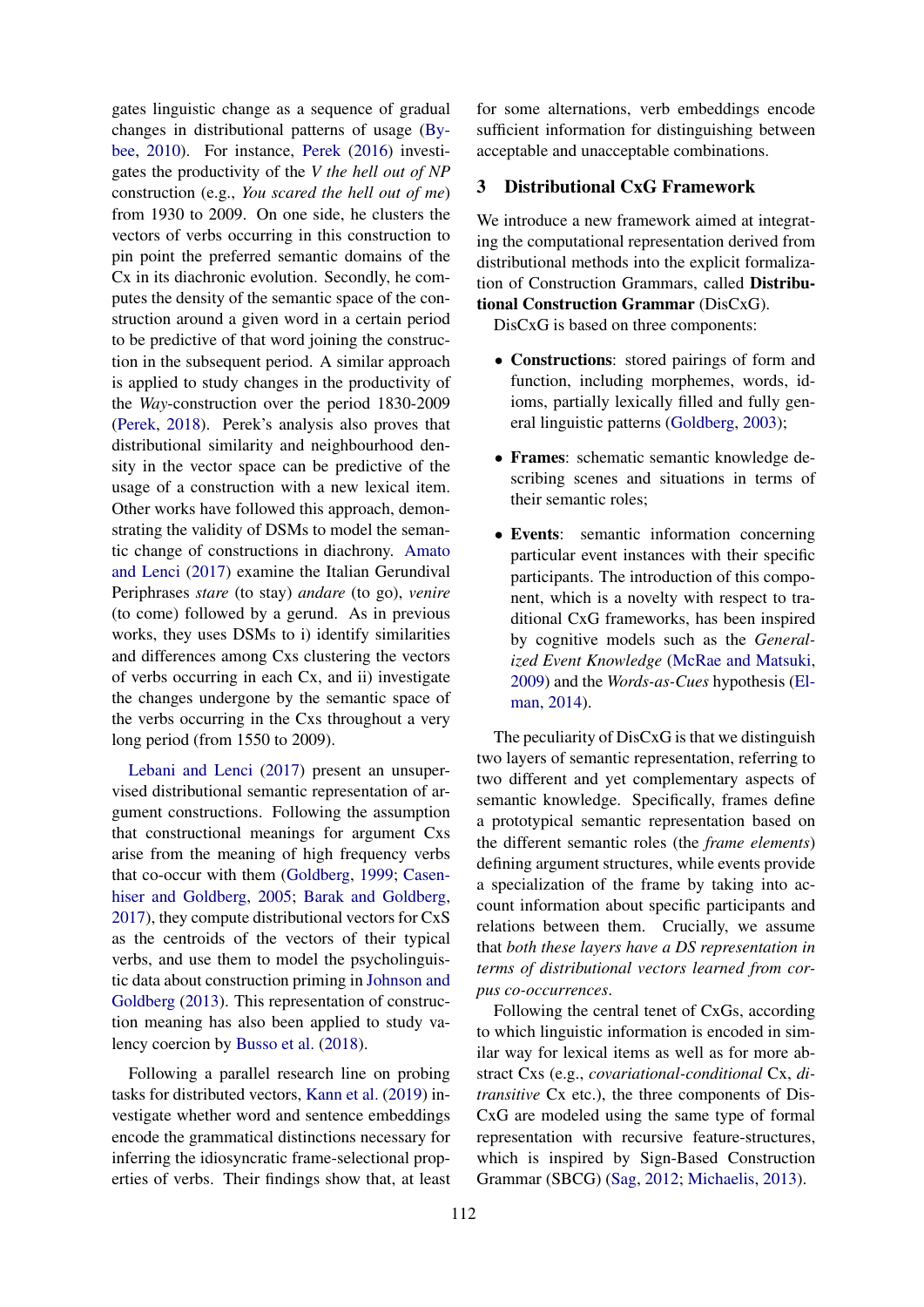gates linguistic change as a sequence of gradual changes in distributional patterns of usage (Bybee, 2010). For instance, Perek (2016) investigates the productivity of the *V the hell out of NP* construction (e.g., *You scared the hell out of me*) from 1930 to 2009. On one side, he clusters the vectors of verbs occurring in this construction to pin point the preferred semantic domains of the Cx in its diachronic evolution. Secondly, he computes the density of the semantic space of the construction around a given word in a certain period to be predictive of that word joining the construction in the subsequent period. A similar approach is applied to study changes in the productivity of the *Way*-construction over the period 1830-2009 (Perek, 2018). Perek's analysis also proves that distributional similarity and neighbourhood density in the vector space can be predictive of the usage of a construction with a new lexical item. Other works have followed this approach, demonstrating the validity of DSMs to model the semantic change of constructions in diachrony. Amato and Lenci (2017) examine the Italian Gerundival Periphrases *stare* (to stay) *andare* (to go), *venire* (to come) followed by a gerund. As in previous works, they uses DSMs to i) identify similarities and differences among Cxs clustering the vectors of verbs occurring in each Cx, and ii) investigate the changes undergone by the semantic space of the verbs occurring in the Cxs throughout a very long period (from 1550 to 2009).

Lebani and Lenci (2017) present an unsupervised distributional semantic representation of argument constructions. Following the assumption that constructional meanings for argument Cxs arise from the meaning of high frequency verbs that co-occur with them (Goldberg, 1999; Casenhiser and Goldberg, 2005; Barak and Goldberg, 2017), they compute distributional vectors for CxS as the centroids of the vectors of their typical verbs, and use them to model the psycholinguistic data about construction priming in Johnson and Goldberg (2013). This representation of construction meaning has also been applied to study valency coercion by Busso et al. (2018).

Following a parallel research line on probing tasks for distributed vectors, Kann et al. (2019) investigate whether word and sentence embeddings encode the grammatical distinctions necessary for inferring the idiosyncratic frame-selectional properties of verbs. Their findings show that, at least for some alternations, verb embeddings encode sufficient information for distinguishing between acceptable and unacceptable combinations.

## 3 Distributional CxG Framework

We introduce a new framework aimed at integrating the computational representation derived from distributional methods into the explicit formalization of Construction Grammars, called **Distributional Construction Grammar** (DisCxG).

DisCxG is based on three components:

- **Constructions**: stored pairings of form and function, including morphemes, words, idioms, partially lexically filled and fully general linguistic patterns (Goldberg, 2003);
- **Frames**: schematic semantic knowledge describing scenes and situations in terms of their semantic roles;
- **Events**: semantic information concerning particular event instances with their specific participants. The introduction of this component, which is a novelty with respect to traditional CxG frameworks, has been inspired by cognitive models such as the *Generalized Event Knowledge* (McRae and Matsuki, 2009) and the *Words-as-Cues* hypothesis (Elman, 2014).

The peculiarity of DisCxG is that we distinguish two layers of semantic representation, referring to two different and yet complementary aspects of semantic knowledge. Specifically, frames define a prototypical semantic representation based on the different semantic roles (the *frame elements*) defining argument structures, while events provide a specialization of the frame by taking into account information about specific participants and relations between them. Crucially, we assume that *both these layers have a DS representation in terms of distributional vectors learned from corpus co-occurrences*.

Following the central tenet of CxGs, according to which linguistic information is encoded in similar way for lexical items as well as for more abstract Cxs (e.g., *covariational-conditional* Cx, *ditransitive* Cx etc.), the three components of DisCxG are modeled using the same type of formal representation with recursive feature-structures, which is inspired by Sign-Based Construction Grammar (SBCG) (Sag, 2012; Michaelis, 2013).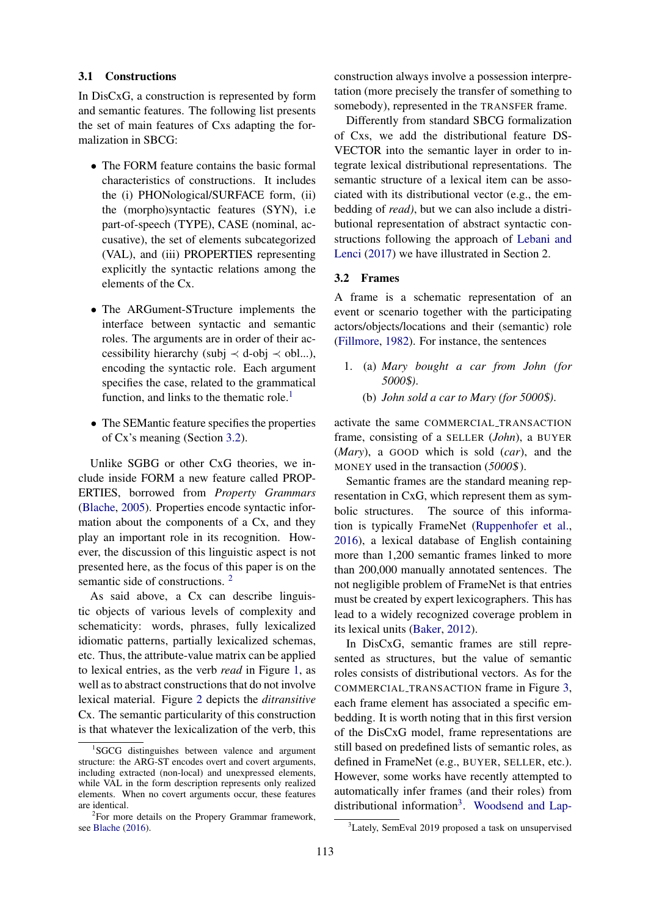### 3.1 Constructions

In DisCxG, a construction is represented by form and semantic features. The following list presents the set of main features of Cxs adapting the formalization in SBCG:

- The FORM feature contains the basic formal characteristics of constructions. It includes the (i) PHONological/SURFACE form, (ii) the (morpho)syntactic features (SYN), i.e the part-of-speech (TYPE), CASE (nominal, accusative), the set of elements subcategorized (VAL), and (iii) PROPERTIES representing explicitly the syntactic relations among the elements of the Cx.

- The ARGument-STructure implements the interface between syntactic and semantic roles. The arguments are in order of their accessibility hierarchy (subj $\prec$ d-obj $\prec$ obl...), encoding the syntactic role. Each argument specifies the case, related to the grammatical function, and links to the thematic role.[1]

- The SEMantic feature specifies the properties of Cx's meaning (Section 3.2).

Unlike SGBG or other CxG theories, we include inside FORM a new feature called PROPERTIES, borrowed from *Property Grammars* (Blache, 2005). Properties encode syntactic information about the components of a Cx, and they play an important role in its recognition. However, the discussion of this linguistic aspect is not presented here, as the focus of this paper is on the semantic side of constructions. [2]

As said above, a Cx can describe linguistic objects of various levels of complexity and schematicity: words, phrases, fully lexicalized idiomatic patterns, partially lexicalized schemas, etc. Thus, the attribute-value matrix can be applied to lexical entries, as the verb *read* in Figure 1, as well as to abstract constructions that do not involve lexical material. Figure 2 depicts the *ditransitive* Cx. The semantic particularity of this construction is that whatever the lexicalization of the verb, this construction always involve a possession interpretation (more precisely the transfer of something to somebody), represented in the TRANSFER frame.

Differently from standard SBCG formalization of Cxs, we add the distributional feature DS-VECTOR into the semantic layer in order to integrate lexical distributional representations. The semantic structure of a lexical item can be associated with its distributional vector (e.g., the embedding of *read)*, but we can also include a distributional representation of abstract syntactic constructions following the approach of Lebani and Lenci (2017) we have illustrated in Section 2.

### 3.2 Frames

A frame is a schematic representation of an event or scenario together with the participating actors/objects/locations and their (semantic) role (Fillmore, 1982). For instance, the sentences

1. (a) *Mary bought a car from John (for 5000\$).*
   (b) *John sold a car to Mary (for 5000\$).*

activate the same COMMERCIAL_TRANSACTION frame, consisting of a SELLER (*John*), a BUYER (*Mary*), a GOOD which is sold (*car*), and the MONEY used in the transaction (*5000\$*).

Semantic frames are the standard meaning representation in CxG, which represent them as symbolic structures. The source of this information is typically FrameNet (Ruppenhofer et al., 2016), a lexical database of English containing more than 1,200 semantic frames linked to more than 200,000 manually annotated sentences. The not negligible problem of FrameNet is that entries must be created by expert lexicographers. This has lead to a widely recognized coverage problem in its lexical units (Baker, 2012).

In DisCxG, semantic frames are still represented as structures, but the value of semantic roles consists of distributional vectors. As for the COMMERCIAL_TRANSACTION frame in Figure 3, each frame element has associated a specific embedding. It is worth noting that in this first version of the DisCxG model, frame representations are still based on predefined lists of semantic roles, as defined in FrameNet (e.g., BUYER, SELLER, etc.). However, some works have recently attempted to automatically infer frames (and their roles) from distributional information[3]. Woodsend and Lap-

[1] SGCG distinguishes between valence and argument structure: the ARG-ST encodes overt and covert arguments, including extracted (non-local) and unexpressed elements, while VAL in the form description represents only realized elements. When no covert arguments occur, these features are identical.

[2] For more details on the Propery Grammar framework, see Blache (2016).

[3] Lately, SemEval 2019 proposed a task on unsupervised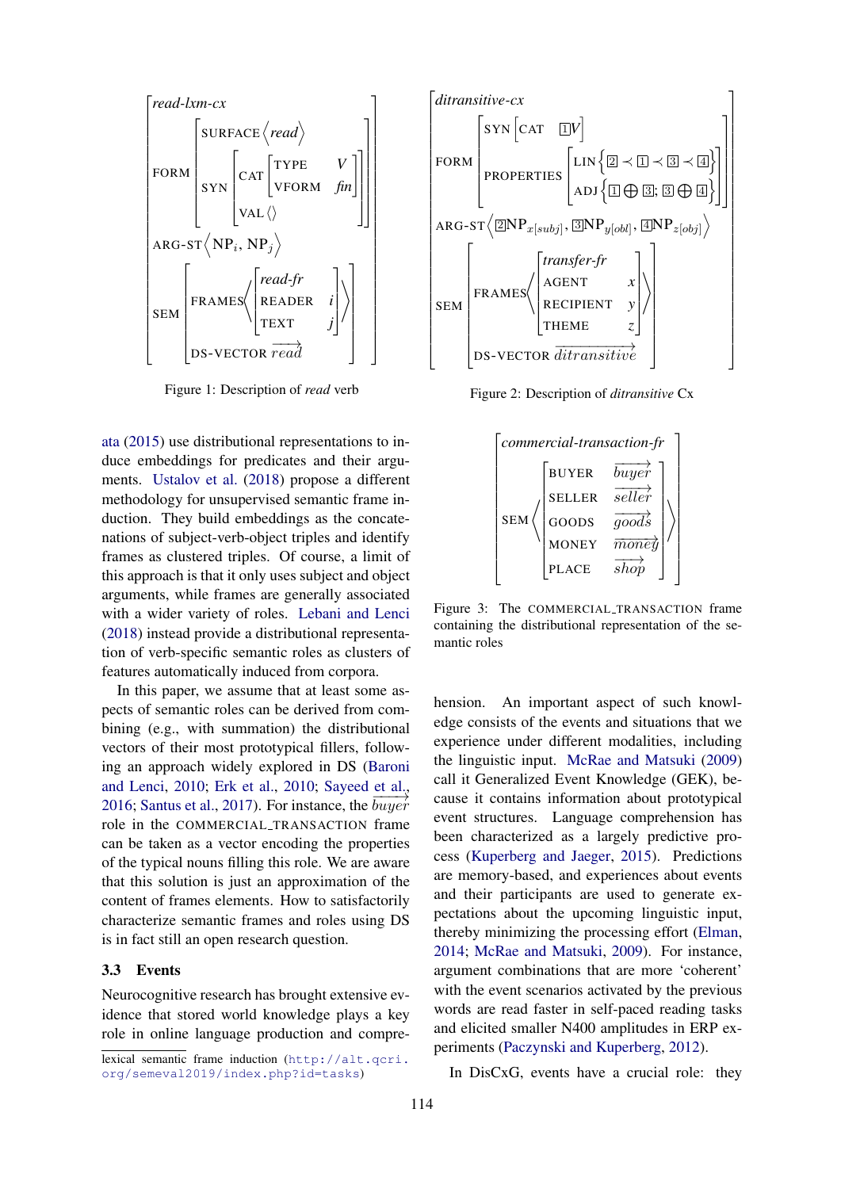$$\begin{bmatrix} \textit{read-lxm-cx} \\ \text{FORM} \begin{bmatrix} \text{SURFACE} \langle \textit{read} \rangle \\ \text{SYN} \begin{bmatrix} \text{CAT} \begin{bmatrix} \text{TYPE} & V \\ \text{VFORM} & \textit{fin} \end{bmatrix} \\ \text{VAL} \langle\rangle \end{bmatrix} \end{bmatrix} \\ \text{ARG-ST} \langle \text{NP}_i, \text{NP}_j \rangle \\ \text{SEM} \begin{bmatrix} \text{FRAMES} \left\langle \begin{bmatrix} \textit{read-fr} \\ \text{READER} & i \\ \text{TEXT} & j \end{bmatrix} \right\rangle \\ \text{DS-VECTOR } \overrightarrow{read} \end{bmatrix} \end{bmatrix}$$

Figure 1: Description of *read* verb

$$\begin{bmatrix} \textit{ditransitive-cx} \\ \text{FORM} \begin{bmatrix} \text{SYN} \begin{bmatrix} \text{CAT} & \boxed{1} V \end{bmatrix} \\ \text{PROPERTIES} \begin{bmatrix} \text{LIN} \{ \boxed{2} \prec \boxed{1} \prec \boxed{3} \prec \boxed{4} \} \\ \text{ADJ} \{ \boxed{1} \oplus \boxed{3}; \boxed{3} \oplus \boxed{4} \} \end{bmatrix} \end{bmatrix} \\ \text{ARG-ST} \langle \boxed{2}\text{NP}_{x[subj]}, \boxed{3}\text{NP}_{y[obl]}, \boxed{4}\text{NP}_{z[obj]} \rangle \\ \text{SEM} \begin{bmatrix} \text{FRAMES} \left\langle \begin{bmatrix} \textit{transfer-fr} \\ \text{AGENT} & x \\ \text{RECIPIENT} & y \\ \text{THEME} & z \end{bmatrix} \right\rangle \\ \text{DS-VECTOR } \overrightarrow{ditransitive} \end{bmatrix} \end{bmatrix}$$

Figure 2: Description of *ditransitive* Cx

$$\begin{bmatrix} \textit{commercial-transaction-fr} \\ \text{SEM} \left\langle \begin{bmatrix} \text{BUYER} & \overrightarrow{buyer} \\ \text{SELLER} & \overrightarrow{seller} \\ \text{GOODS} & \overrightarrow{goods} \\ \text{MONEY} & \overrightarrow{money} \\ \text{PLACE} & \overrightarrow{shop} \end{bmatrix} \right\rangle \end{bmatrix}$$

Figure 3: The COMMERCIAL_TRANSACTION frame containing the distributional representation of the semantic roles

ata (2015) use distributional representations to induce embeddings for predicates and their arguments. Ustalov et al. (2018) propose a different methodology for unsupervised semantic frame induction. They build embeddings as the concatenations of subject-verb-object triples and identify frames as clustered triples. Of course, a limit of this approach is that it only uses subject and object arguments, while frames are generally associated with a wider variety of roles. Lebani and Lenci (2018) instead provide a distributional representation of verb-specific semantic roles as clusters of features automatically induced from corpora.

In this paper, we assume that at least some aspects of semantic roles can be derived from combining (e.g., with summation) the distributional vectors of their most prototypical fillers, following an approach widely explored in DS (Baroni and Lenci, 2010; Erk et al., 2010; Sayeed et al., 2016; Santus et al., 2017). For instance, the $\overrightarrow{buyer}$ role in the COMMERCIAL_TRANSACTION frame can be taken as a vector encoding the properties of the typical nouns filling this role. We are aware that this solution is just an approximation of the content of frames elements. How to satisfactorily characterize semantic frames and roles using DS is in fact still an open research question.

### 3.3 Events

Neurocognitive research has brought extensive evidence that stored world knowledge plays a key role in online language production and comprehension. An important aspect of such knowledge consists of the events and situations that we experience under different modalities, including the linguistic input. McRae and Matsuki (2009) call it Generalized Event Knowledge (GEK), because it contains information about prototypical event structures. Language comprehension has been characterized as a largely predictive process (Kuperberg and Jaeger, 2015). Predictions are memory-based, and experiences about events and their participants are used to generate expectations about the upcoming linguistic input, thereby minimizing the processing effort (Elman, 2014; McRae and Matsuki, 2009). For instance, argument combinations that are more 'coherent' with the event scenarios activated by the previous words are read faster in self-paced reading tasks and elicited smaller N400 amplitudes in ERP experiments (Paczynski and Kuperberg, 2012).

In DisCxG, events have a crucial role: they

lexical semantic frame induction (http://alt.qcri.org/semeval2019/index.php?id=tasks)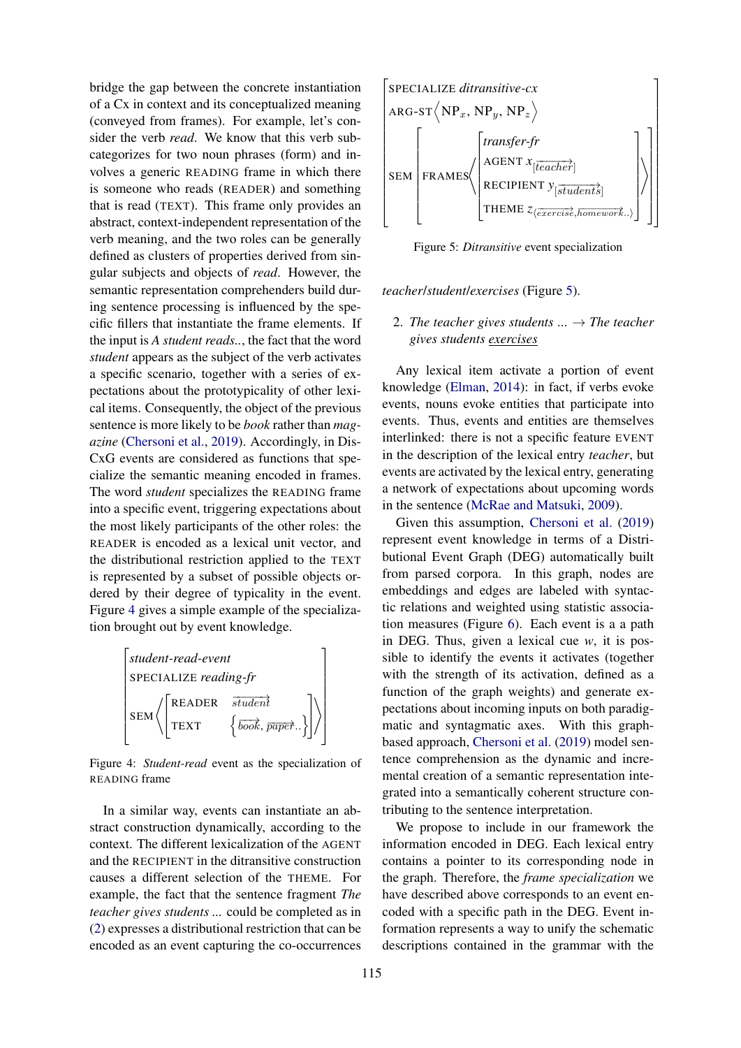bridge the gap between the concrete instantiation of a Cx in context and its conceptualized meaning (conveyed from frames). For example, let's consider the verb *read*. We know that this verb subcategorizes for two noun phrases (form) and involves a generic READING frame in which there is someone who reads (READER) and something that is read (TEXT). This frame only provides an abstract, context-independent representation of the verb meaning, and the two roles can be generally defined as clusters of properties derived from singular subjects and objects of *read*. However, the semantic representation comprehenders build during sentence processing is influenced by the specific fillers that instantiate the frame elements. If the input is *A student reads..*, the fact that the word *student* appears as the subject of the verb activates a specific scenario, together with a series of expectations about the prototypicality of other lexical items. Consequently, the object of the previous sentence is more likely to be *book* rather than *magazine* (Chersoni et al., 2019). Accordingly, in DisCxG events are considered as functions that specialize the semantic meaning encoded in frames. The word *student* specializes the READING frame into a specific event, triggering expectations about the most likely participants of the other roles: the READER is encoded as a lexical unit vector, and the distributional restriction applied to the TEXT is represented by a subset of possible objects ordered by their degree of typicality in the event. Figure 4 gives a simple example of the specialization brought out by event knowledge.

$$\begin{bmatrix} \textit{student-read-event} \\ \text{SPECIALIZE } \textit{reading-fr} \\ \text{SEM} \left\langle \begin{bmatrix} \text{READER} & \overrightarrow{student} \\ \text{TEXT} & \left\{ \overrightarrow{book}, \overrightarrow{paper}.. \right\} \end{bmatrix} \right\rangle \end{bmatrix}$$

Figure 4: *Student-read* event as the specialization of READING frame

In a similar way, events can instantiate an abstract construction dynamically, according to the context. The different lexicalization of the AGENT and the RECIPIENT in the ditransitive construction causes a different selection of the THEME. For example, the fact that the sentence fragment *The teacher gives students ...* could be completed as in (2) expresses a distributional restriction that can be encoded as an event capturing the co-occurrences *teacher/student/exercises* (Figure 5).

$$\begin{bmatrix} \text{SPECIALIZE } \textit{ditransitive-cx} \\ \text{ARG-ST} \left\langle \text{NP}_x, \text{NP}_y, \text{NP}_z \right\rangle \\ \text{SEM} \begin{bmatrix} \text{FRAMES} \left\langle \begin{bmatrix} \textit{transfer-fr} \\ \text{AGENT } x_{[\overrightarrow{teacher}]} \\ \text{RECIPIENT } y_{[\overrightarrow{students}]} \\ \text{THEME } z_{\langle \overrightarrow{exercise}, \overrightarrow{homework}.. \rangle} \end{bmatrix} \right\rangle \end{bmatrix} \end{bmatrix}$$

Figure 5: *Ditransitive* event specialization

2. *The teacher gives students ...* → *The teacher gives students <u>exercises</u>*

Any lexical item activate a portion of event knowledge (Elman, 2014): in fact, if verbs evoke events, nouns evoke entities that participate into events. Thus, events and entities are themselves interlinked: there is not a specific feature EVENT in the description of the lexical entry *teacher*, but events are activated by the lexical entry, generating a network of expectations about upcoming words in the sentence (McRae and Matsuki, 2009).

Given this assumption, Chersoni et al. (2019) represent event knowledge in terms of a Distributional Event Graph (DEG) automatically built from parsed corpora. In this graph, nodes are embeddings and edges are labeled with syntactic relations and weighted using statistic association measures (Figure 6). Each event is a a path in DEG. Thus, given a lexical cue *w*, it is possible to identify the events it activates (together with the strength of its activation, defined as a function of the graph weights) and generate expectations about incoming inputs on both paradigmatic and syntagmatic axes. With this graph-based approach, Chersoni et al. (2019) model sentence comprehension as the dynamic and incremental creation of a semantic representation integrated into a semantically coherent structure contributing to the sentence interpretation.

We propose to include in our framework the information encoded in DEG. Each lexical entry contains a pointer to its corresponding node in the graph. Therefore, the *frame specialization* we have described above corresponds to an event encoded with a specific path in the DEG. Event information represents a way to unify the schematic descriptions contained in the grammar with the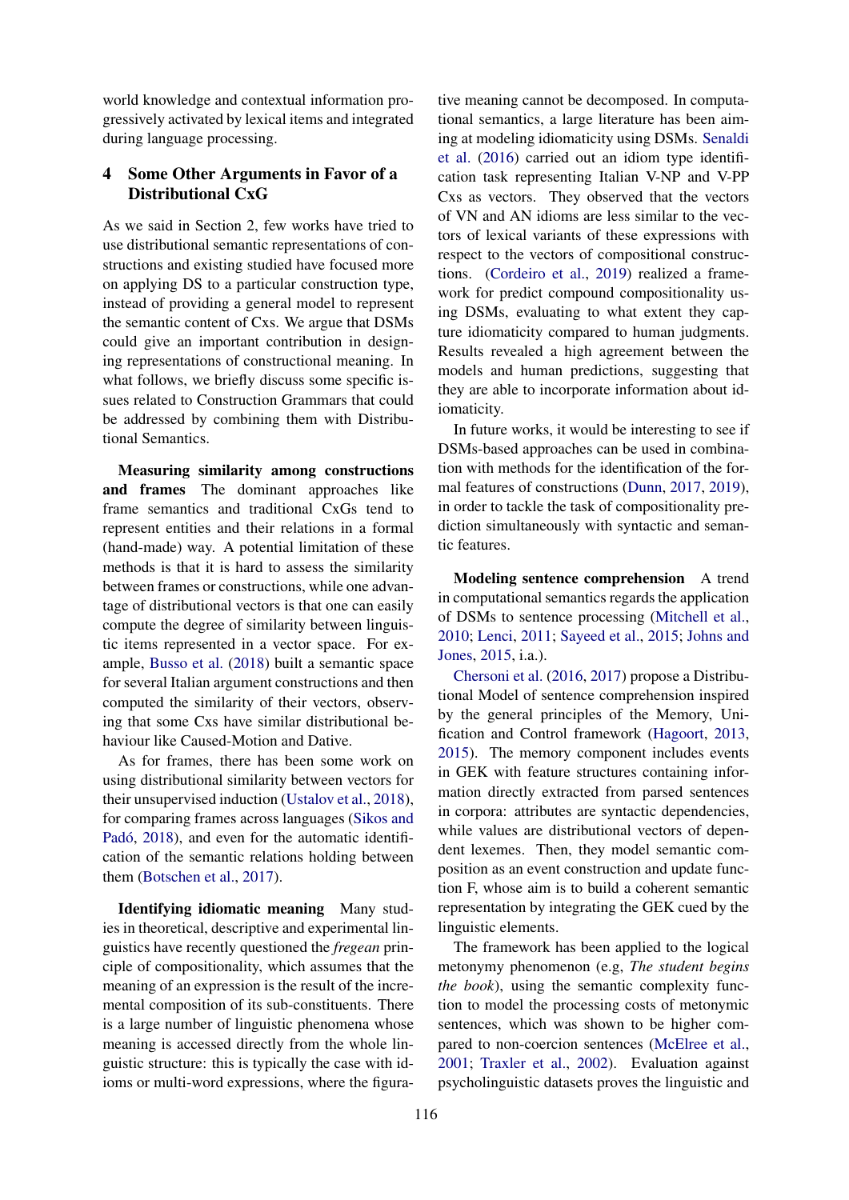world knowledge and contextual information progressively activated by lexical items and integrated during language processing.

## 4 Some Other Arguments in Favor of a Distributional CxG

As we said in Section 2, few works have tried to use distributional semantic representations of constructions and existing studied have focused more on applying DS to a particular construction type, instead of providing a general model to represent the semantic content of Cxs. We argue that DSMs could give an important contribution in designing representations of constructional meaning. In what follows, we briefly discuss some specific issues related to Construction Grammars that could be addressed by combining them with Distributional Semantics.

**Measuring similarity among constructions and frames** The dominant approaches like frame semantics and traditional CxGs tend to represent entities and their relations in a formal (hand-made) way. A potential limitation of these methods is that it is hard to assess the similarity between frames or constructions, while one advantage of distributional vectors is that one can easily compute the degree of similarity between linguistic items represented in a vector space. For example, Busso et al. (2018) built a semantic space for several Italian argument constructions and then computed the similarity of their vectors, observing that some Cxs have similar distributional behaviour like Caused-Motion and Dative.

As for frames, there has been some work on using distributional similarity between vectors for their unsupervised induction (Ustalov et al., 2018), for comparing frames across languages (Sikos and Padó, 2018), and even for the automatic identification of the semantic relations holding between them (Botschen et al., 2017).

**Identifying idiomatic meaning** Many studies in theoretical, descriptive and experimental linguistics have recently questioned the *fregean* principle of compositionality, which assumes that the meaning of an expression is the result of the incremental composition of its sub-constituents. There is a large number of linguistic phenomena whose meaning is accessed directly from the whole linguistic structure: this is typically the case with idioms or multi-word expressions, where the figurative meaning cannot be decomposed. In computational semantics, a large literature has been aiming at modeling idiomaticity using DSMs. Senaldi et al. (2016) carried out an idiom type identification task representing Italian V-NP and V-PP Cxs as vectors. They observed that the vectors of VN and AN idioms are less similar to the vectors of lexical variants of these expressions with respect to the vectors of compositional constructions. (Cordeiro et al., 2019) realized a framework for predict compound compositionality using DSMs, evaluating to what extent they capture idiomaticity compared to human judgments. Results revealed a high agreement between the models and human predictions, suggesting that they are able to incorporate information about idiomaticity.

In future works, it would be interesting to see if DSMs-based approaches can be used in combination with methods for the identification of the formal features of constructions (Dunn, 2017, 2019), in order to tackle the task of compositionality prediction simultaneously with syntactic and semantic features.

**Modeling sentence comprehension** A trend in computational semantics regards the application of DSMs to sentence processing (Mitchell et al., 2010; Lenci, 2011; Sayeed et al., 2015; Johns and Jones, 2015, i.a.).

Chersoni et al. (2016, 2017) propose a Distributional Model of sentence comprehension inspired by the general principles of the Memory, Unification and Control framework (Hagoort, 2013, 2015). The memory component includes events in GEK with feature structures containing information directly extracted from parsed sentences in corpora: attributes are syntactic dependencies, while values are distributional vectors of dependent lexemes. Then, they model semantic composition as an event construction and update function F, whose aim is to build a coherent semantic representation by integrating the GEK cued by the linguistic elements.

The framework has been applied to the logical metonymy phenomenon (e.g, *The student begins the book*), using the semantic complexity function to model the processing costs of metonymic sentences, which was shown to be higher compared to non-coercion sentences (McElree et al., 2001; Traxler et al., 2002). Evaluation against psycholinguistic datasets proves the linguistic and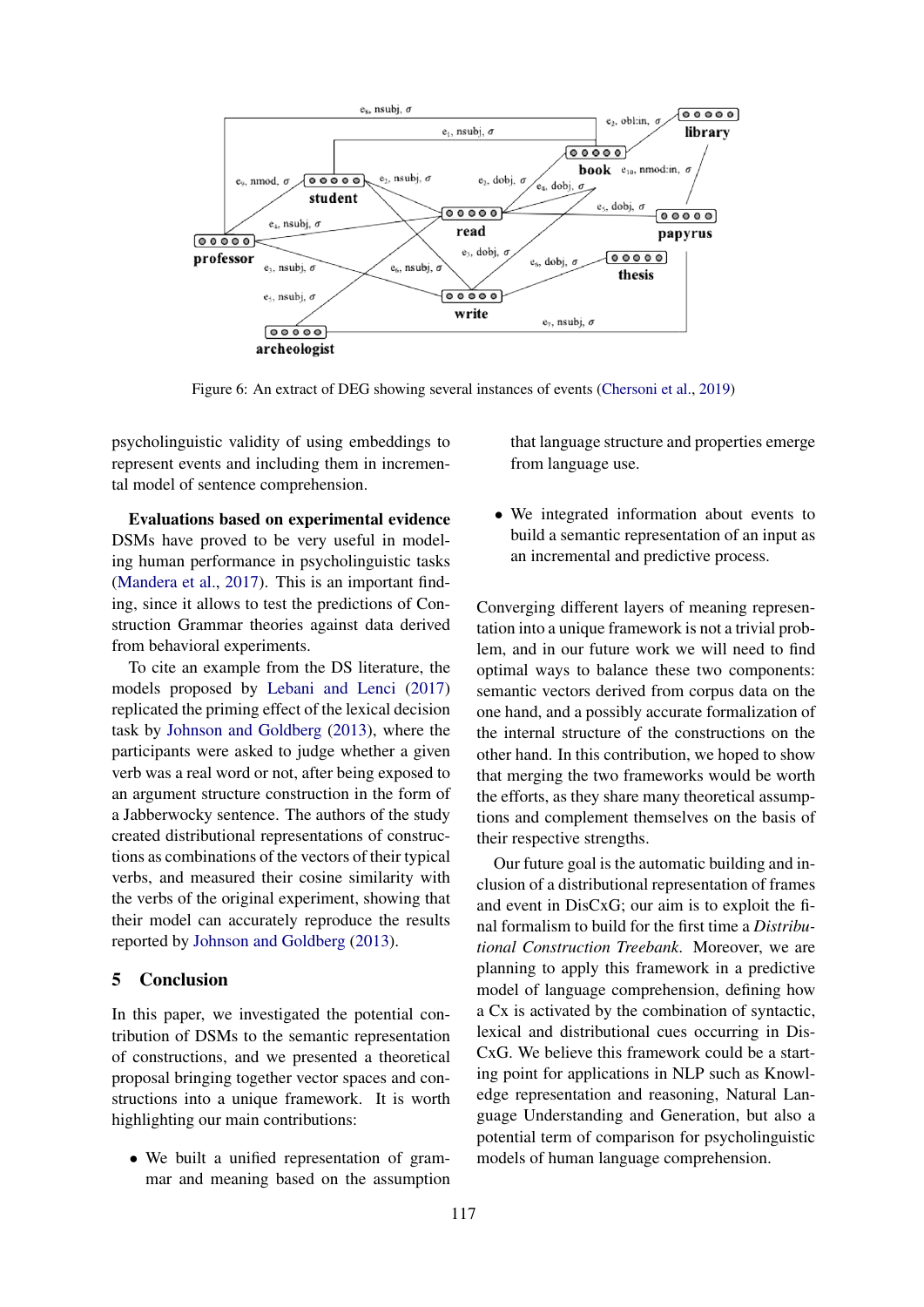Figure 6: An extract of DEG showing several instances of events (Chersoni et al., 2019)

psycholinguistic validity of using embeddings to represent events and including them in incremental model of sentence comprehension.

**Evaluations based on experimental evidence** DSMs have proved to be very useful in modeling human performance in psycholinguistic tasks (Mandera et al., 2017). This is an important finding, since it allows to test the predictions of Construction Grammar theories against data derived from behavioral experiments.

To cite an example from the DS literature, the models proposed by Lebani and Lenci (2017) replicated the priming effect of the lexical decision task by Johnson and Goldberg (2013), where the participants were asked to judge whether a given verb was a real word or not, after being exposed to an argument structure construction in the form of a Jabberwocky sentence. The authors of the study created distributional representations of constructions as combinations of the vectors of their typical verbs, and measured their cosine similarity with the verbs of the original experiment, showing that their model can accurately reproduce the results reported by Johnson and Goldberg (2013).

## 5 Conclusion

In this paper, we investigated the potential contribution of DSMs to the semantic representation of constructions, and we presented a theoretical proposal bringing together vector spaces and constructions into a unique framework. It is worth highlighting our main contributions:

- We built a unified representation of grammar and meaning based on the assumption that language structure and properties emerge from language use.
- We integrated information about events to build a semantic representation of an input as an incremental and predictive process.

Converging different layers of meaning representation into a unique framework is not a trivial problem, and in our future work we will need to find optimal ways to balance these two components: semantic vectors derived from corpus data on the one hand, and a possibly accurate formalization of the internal structure of the constructions on the other hand. In this contribution, we hoped to show that merging the two frameworks would be worth the efforts, as they share many theoretical assumptions and complement themselves on the basis of their respective strengths.

Our future goal is the automatic building and inclusion of a distributional representation of frames and event in DisCxG; our aim is to exploit the final formalism to build for the first time a *Distributional Construction Treebank*. Moreover, we are planning to apply this framework in a predictive model of language comprehension, defining how a Cx is activated by the combination of syntactic, lexical and distributional cues occurring in DisCxG. We believe this framework could be a starting point for applications in NLP such as Knowledge representation and reasoning, Natural Language Understanding and Generation, but also a potential term of comparison for psycholinguistic models of human language comprehension.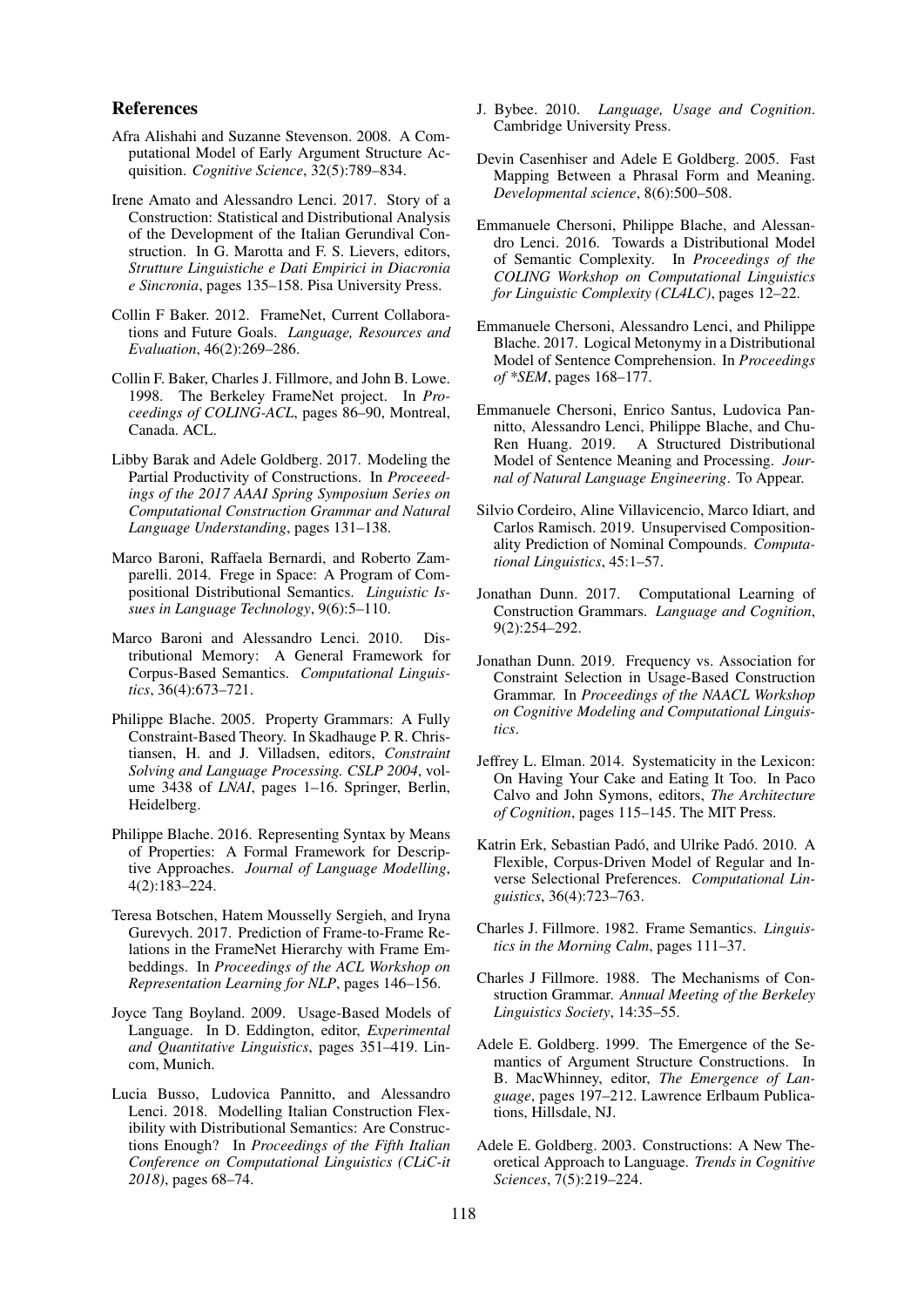## References

Afra Alishahi and Suzanne Stevenson. 2008. A Computational Model of Early Argument Structure Acquisition. *Cognitive Science*, 32(5):789–834.

Irene Amato and Alessandro Lenci. 2017. Story of a Construction: Statistical and Distributional Analysis of the Development of the Italian Gerundival Construction. In G. Marotta and F. S. Lievers, editors, *Strutture Linguistiche e Dati Empirici in Diacronia e Sincronia*, pages 135–158. Pisa University Press.

Collin F Baker. 2012. FrameNet, Current Collaborations and Future Goals. *Language, Resources and Evaluation*, 46(2):269–286.

Collin F. Baker, Charles J. Fillmore, and John B. Lowe. 1998. The Berkeley FrameNet project. In *Proceedings of COLING-ACL*, pages 86–90, Montreal, Canada. ACL.

Libby Barak and Adele Goldberg. 2017. Modeling the Partial Productivity of Constructions. In *Proceeedings of the 2017 AAAI Spring Symposium Series on Computational Construction Grammar and Natural Language Understanding*, pages 131–138.

Marco Baroni, Raffaela Bernardi, and Roberto Zamparelli. 2014. Frege in Space: A Program of Compositional Distributional Semantics. *Linguistic Issues in Language Technology*, 9(6):5–110.

Marco Baroni and Alessandro Lenci. 2010. Distributional Memory: A General Framework for Corpus-Based Semantics. *Computational Linguistics*, 36(4):673–721.

Philippe Blache. 2005. Property Grammars: A Fully Constraint-Based Theory. In Skadhauge P. R. Christiansen, H. and J. Villadsen, editors, *Constraint Solving and Language Processing. CSLP 2004*, volume 3438 of *LNAI*, pages 1–16. Springer, Berlin, Heidelberg.

Philippe Blache. 2016. Representing Syntax by Means of Properties: A Formal Framework for Descriptive Approaches. *Journal of Language Modelling*, 4(2):183–224.

Teresa Botschen, Hatem Mousselly Sergieh, and Iryna Gurevych. 2017. Prediction of Frame-to-Frame Relations in the FrameNet Hierarchy with Frame Embeddings. In *Proceedings of the ACL Workshop on Representation Learning for NLP*, pages 146–156.

Joyce Tang Boyland. 2009. Usage-Based Models of Language. In D. Eddington, editor, *Experimental and Quantitative Linguistics*, pages 351–419. Lincom, Munich.

Lucia Busso, Ludovica Pannitto, and Alessandro Lenci. 2018. Modelling Italian Construction Flexibility with Distributional Semantics: Are Constructions Enough? In *Proceedings of the Fifth Italian Conference on Computational Linguistics (CLiC-it 2018)*, pages 68–74.

J. Bybee. 2010. *Language, Usage and Cognition*. Cambridge University Press.

Devin Casenhiser and Adele E Goldberg. 2005. Fast Mapping Between a Phrasal Form and Meaning. *Developmental science*, 8(6):500–508.

Emmanuele Chersoni, Philippe Blache, and Alessandro Lenci. 2016. Towards a Distributional Model of Semantic Complexity. In *Proceedings of the COLING Workshop on Computational Linguistics for Linguistic Complexity (CL4LC)*, pages 12–22.

Emmanuele Chersoni, Alessandro Lenci, and Philippe Blache. 2017. Logical Metonymy in a Distributional Model of Sentence Comprehension. In *Proceedings of *SEM*, pages 168–177.

Emmanuele Chersoni, Enrico Santus, Ludovica Pannitto, Alessandro Lenci, Philippe Blache, and Chu-Ren Huang. 2019. A Structured Distributional Model of Sentence Meaning and Processing. *Journal of Natural Language Engineering*. To Appear.

Silvio Cordeiro, Aline Villavicencio, Marco Idiart, and Carlos Ramisch. 2019. Unsupervised Compositionality Prediction of Nominal Compounds. *Computational Linguistics*, 45:1–57.

Jonathan Dunn. 2017. Computational Learning of Construction Grammars. *Language and Cognition*, 9(2):254–292.

Jonathan Dunn. 2019. Frequency vs. Association for Constraint Selection in Usage-Based Construction Grammar. In *Proceedings of the NAACL Workshop on Cognitive Modeling and Computational Linguistics*.

Jeffrey L. Elman. 2014. Systematicity in the Lexicon: On Having Your Cake and Eating It Too. In Paco Calvo and John Symons, editors, *The Architecture of Cognition*, pages 115–145. The MIT Press.

Katrin Erk, Sebastian Padó, and Ulrike Padó. 2010. A Flexible, Corpus-Driven Model of Regular and Inverse Selectional Preferences. *Computational Linguistics*, 36(4):723–763.

Charles J. Fillmore. 1982. Frame Semantics. *Linguistics in the Morning Calm*, pages 111–37.

Charles J Fillmore. 1988. The Mechanisms of Construction Grammar. *Annual Meeting of the Berkeley Linguistics Society*, 14:35–55.

Adele E. Goldberg. 1999. The Emergence of the Semantics of Argument Structure Constructions. In B. MacWhinney, editor, *The Emergence of Language*, pages 197–212. Lawrence Erlbaum Publications, Hillsdale, NJ.

Adele E. Goldberg. 2003. Constructions: A New Theoretical Approach to Language. *Trends in Cognitive Sciences*, 7(5):219–224.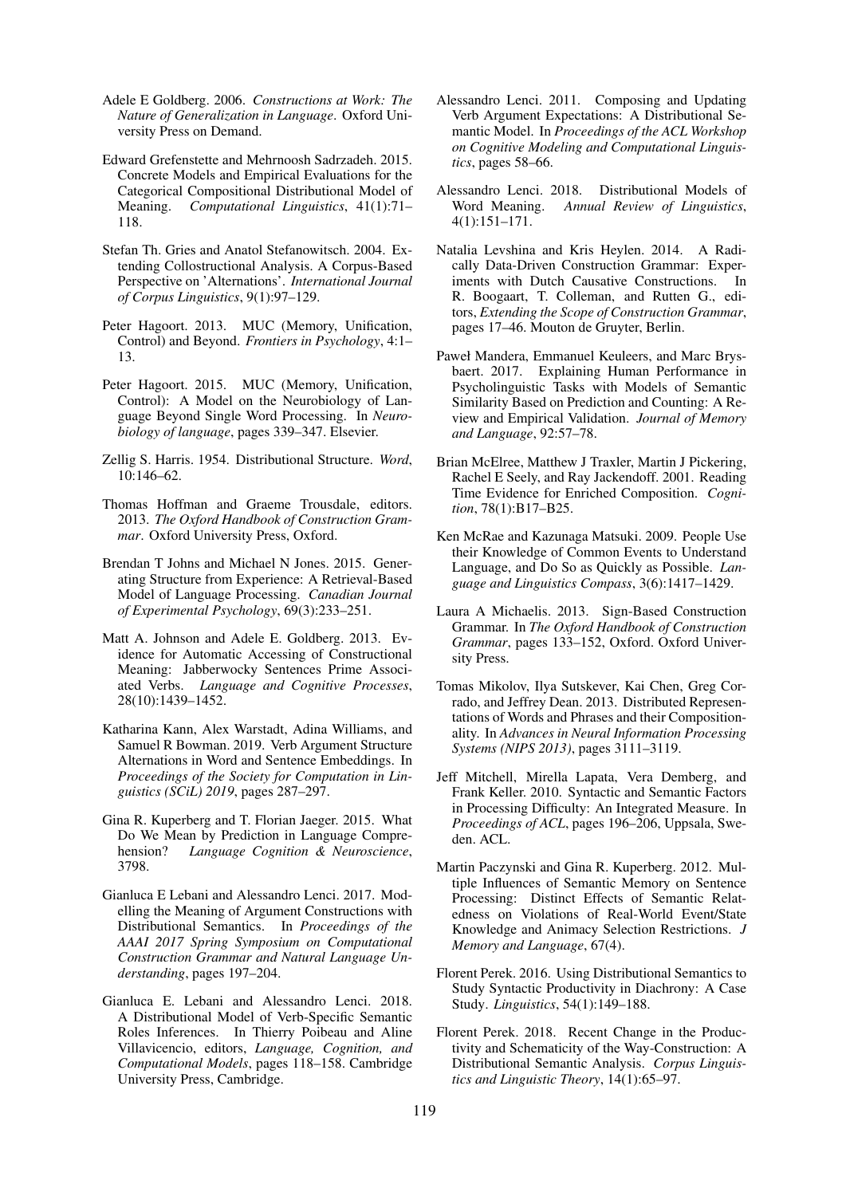Adele E Goldberg. 2006. *Constructions at Work: The Nature of Generalization in Language*. Oxford University Press on Demand.

Edward Grefenstette and Mehrnoosh Sadrzadeh. 2015. Concrete Models and Empirical Evaluations for the Categorical Compositional Distributional Model of Meaning. *Computational Linguistics*, 41(1):71–118.

Stefan Th. Gries and Anatol Stefanowitsch. 2004. Extending Collostructional Analysis. A Corpus-Based Perspective on 'Alternations'. *International Journal of Corpus Linguistics*, 9(1):97–129.

Peter Hagoort. 2013. MUC (Memory, Unification, Control) and Beyond. *Frontiers in Psychology*, 4:1–13.

Peter Hagoort. 2015. MUC (Memory, Unification, Control): A Model on the Neurobiology of Language Beyond Single Word Processing. In *Neurobiology of language*, pages 339–347. Elsevier.

Zellig S. Harris. 1954. Distributional Structure. *Word*, 10:146–62.

Thomas Hoffman and Graeme Trousdale, editors. 2013. *The Oxford Handbook of Construction Grammar*. Oxford University Press, Oxford.

Brendan T Johns and Michael N Jones. 2015. Generating Structure from Experience: A Retrieval-Based Model of Language Processing. *Canadian Journal of Experimental Psychology*, 69(3):233–251.

Matt A. Johnson and Adele E. Goldberg. 2013. Evidence for Automatic Accessing of Constructional Meaning: Jabberwocky Sentences Prime Associated Verbs. *Language and Cognitive Processes*, 28(10):1439–1452.

Katharina Kann, Alex Warstadt, Adina Williams, and Samuel R Bowman. 2019. Verb Argument Structure Alternations in Word and Sentence Embeddings. In *Proceedings of the Society for Computation in Linguistics (SCiL) 2019*, pages 287–297.

Gina R. Kuperberg and T. Florian Jaeger. 2015. What Do We Mean by Prediction in Language Comprehension? *Language Cognition & Neuroscience*, 3798.

Gianluca E Lebani and Alessandro Lenci. 2017. Modelling the Meaning of Argument Constructions with Distributional Semantics. In *Proceedings of the AAAI 2017 Spring Symposium on Computational Construction Grammar and Natural Language Understanding*, pages 197–204.

Gianluca E. Lebani and Alessandro Lenci. 2018. A Distributional Model of Verb-Specific Semantic Roles Inferences. In Thierry Poibeau and Aline Villavicencio, editors, *Language, Cognition, and Computational Models*, pages 118–158. Cambridge University Press, Cambridge.

Alessandro Lenci. 2011. Composing and Updating Verb Argument Expectations: A Distributional Semantic Model. In *Proceedings of the ACL Workshop on Cognitive Modeling and Computational Linguistics*, pages 58–66.

Alessandro Lenci. 2018. Distributional Models of Word Meaning. *Annual Review of Linguistics*, 4(1):151–171.

Natalia Levshina and Kris Heylen. 2014. A Radically Data-Driven Construction Grammar: Experiments with Dutch Causative Constructions. In R. Boogaart, T. Colleman, and Rutten G., editors, *Extending the Scope of Construction Grammar*, pages 17–46. Mouton de Gruyter, Berlin.

Paweł Mandera, Emmanuel Keuleers, and Marc Brysbaert. 2017. Explaining Human Performance in Psycholinguistic Tasks with Models of Semantic Similarity Based on Prediction and Counting: A Review and Empirical Validation. *Journal of Memory and Language*, 92:57–78.

Brian McElree, Matthew J Traxler, Martin J Pickering, Rachel E Seely, and Ray Jackendoff. 2001. Reading Time Evidence for Enriched Composition. *Cognition*, 78(1):B17–B25.

Ken McRae and Kazunaga Matsuki. 2009. People Use their Knowledge of Common Events to Understand Language, and Do So as Quickly as Possible. *Language and Linguistics Compass*, 3(6):1417–1429.

Laura A Michaelis. 2013. Sign-Based Construction Grammar. In *The Oxford Handbook of Construction Grammar*, pages 133–152, Oxford. Oxford University Press.

Tomas Mikolov, Ilya Sutskever, Kai Chen, Greg Corrado, and Jeffrey Dean. 2013. Distributed Representations of Words and Phrases and their Compositionality. In *Advances in Neural Information Processing Systems (NIPS 2013)*, pages 3111–3119.

Jeff Mitchell, Mirella Lapata, Vera Demberg, and Frank Keller. 2010. Syntactic and Semantic Factors in Processing Difficulty: An Integrated Measure. In *Proceedings of ACL*, pages 196–206, Uppsala, Sweden. ACL.

Martin Paczynski and Gina R. Kuperberg. 2012. Multiple Influences of Semantic Memory on Sentence Processing: Distinct Effects of Semantic Relatedness on Violations of Real-World Event/State Knowledge and Animacy Selection Restrictions. *J Memory and Language*, 67(4).

Florent Perek. 2016. Using Distributional Semantics to Study Syntactic Productivity in Diachrony: A Case Study. *Linguistics*, 54(1):149–188.

Florent Perek. 2018. Recent Change in the Productivity and Schematicity of the Way-Construction: A Distributional Semantic Analysis. *Corpus Linguistics and Linguistic Theory*, 14(1):65–97.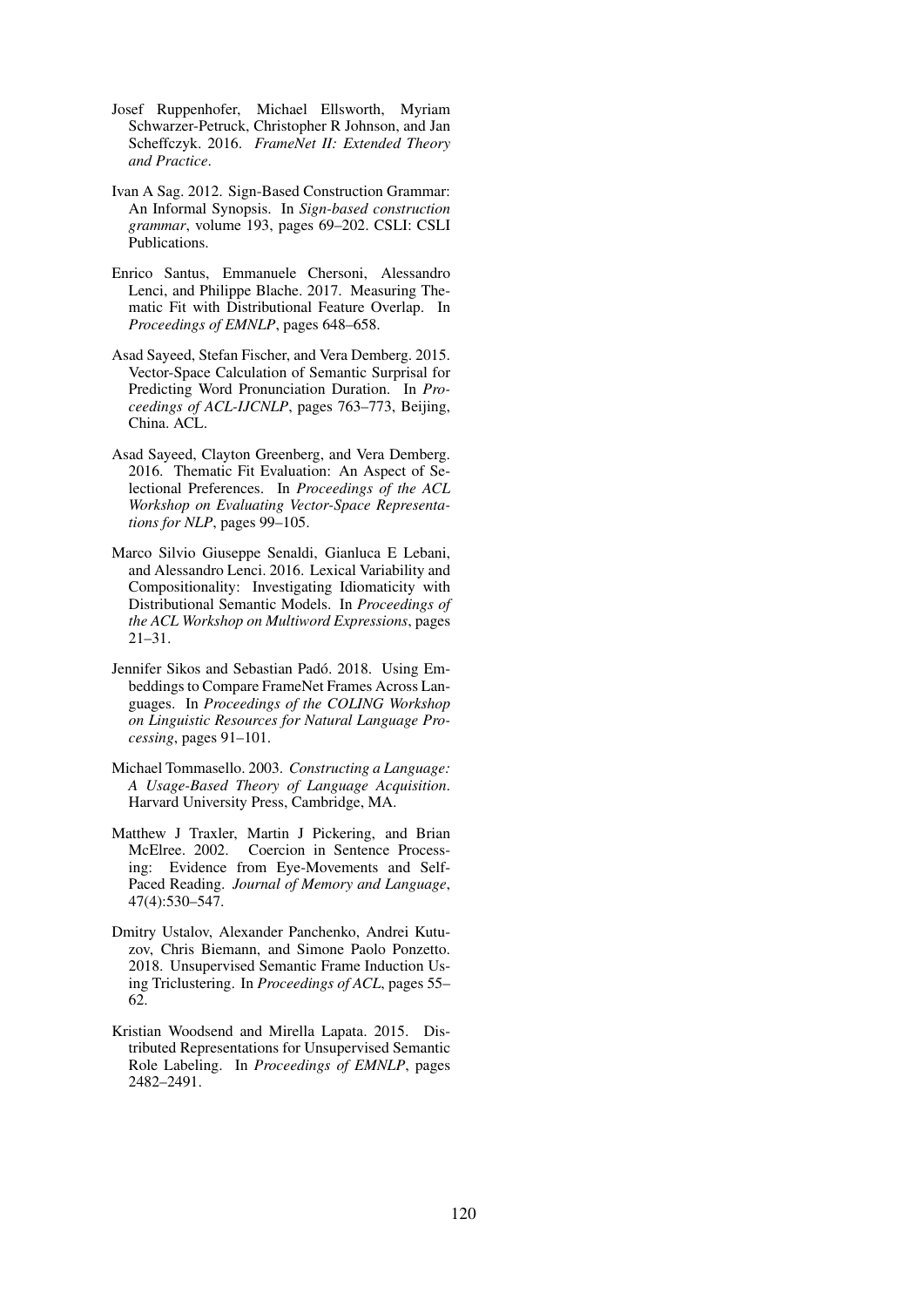Josef Ruppenhofer, Michael Ellsworth, Myriam Schwarzer-Petruck, Christopher R Johnson, and Jan Scheffczyk. 2016. *FrameNet II: Extended Theory and Practice*.

Ivan A Sag. 2012. Sign-Based Construction Grammar: An Informal Synopsis. In *Sign-based construction grammar*, volume 193, pages 69–202. CSLI: CSLI Publications.

Enrico Santus, Emmanuele Chersoni, Alessandro Lenci, and Philippe Blache. 2017. Measuring Thematic Fit with Distributional Feature Overlap. In *Proceedings of EMNLP*, pages 648–658.

Asad Sayeed, Stefan Fischer, and Vera Demberg. 2015. Vector-Space Calculation of Semantic Surprisal for Predicting Word Pronunciation Duration. In *Proceedings of ACL-IJCNLP*, pages 763–773, Beijing, China. ACL.

Asad Sayeed, Clayton Greenberg, and Vera Demberg. 2016. Thematic Fit Evaluation: An Aspect of Selectional Preferences. In *Proceedings of the ACL Workshop on Evaluating Vector-Space Representations for NLP*, pages 99–105.

Marco Silvio Giuseppe Senaldi, Gianluca E Lebani, and Alessandro Lenci. 2016. Lexical Variability and Compositionality: Investigating Idiomaticity with Distributional Semantic Models. In *Proceedings of the ACL Workshop on Multiword Expressions*, pages 21–31.

Jennifer Sikos and Sebastian Padó. 2018. Using Embeddings to Compare FrameNet Frames Across Languages. In *Proceedings of the COLING Workshop on Linguistic Resources for Natural Language Processing*, pages 91–101.

Michael Tommasello. 2003. *Constructing a Language: A Usage-Based Theory of Language Acquisition*. Harvard University Press, Cambridge, MA.

Matthew J Traxler, Martin J Pickering, and Brian McElree. 2002. Coercion in Sentence Processing: Evidence from Eye-Movements and Self-Paced Reading. *Journal of Memory and Language*, 47(4):530–547.

Dmitry Ustalov, Alexander Panchenko, Andrei Kutuzov, Chris Biemann, and Simone Paolo Ponzetto. 2018. Unsupervised Semantic Frame Induction Using Triclustering. In *Proceedings of ACL*, pages 55–62.

Kristian Woodsend and Mirella Lapata. 2015. Distributed Representations for Unsupervised Semantic Role Labeling. In *Proceedings of EMNLP*, pages 2482–2491.